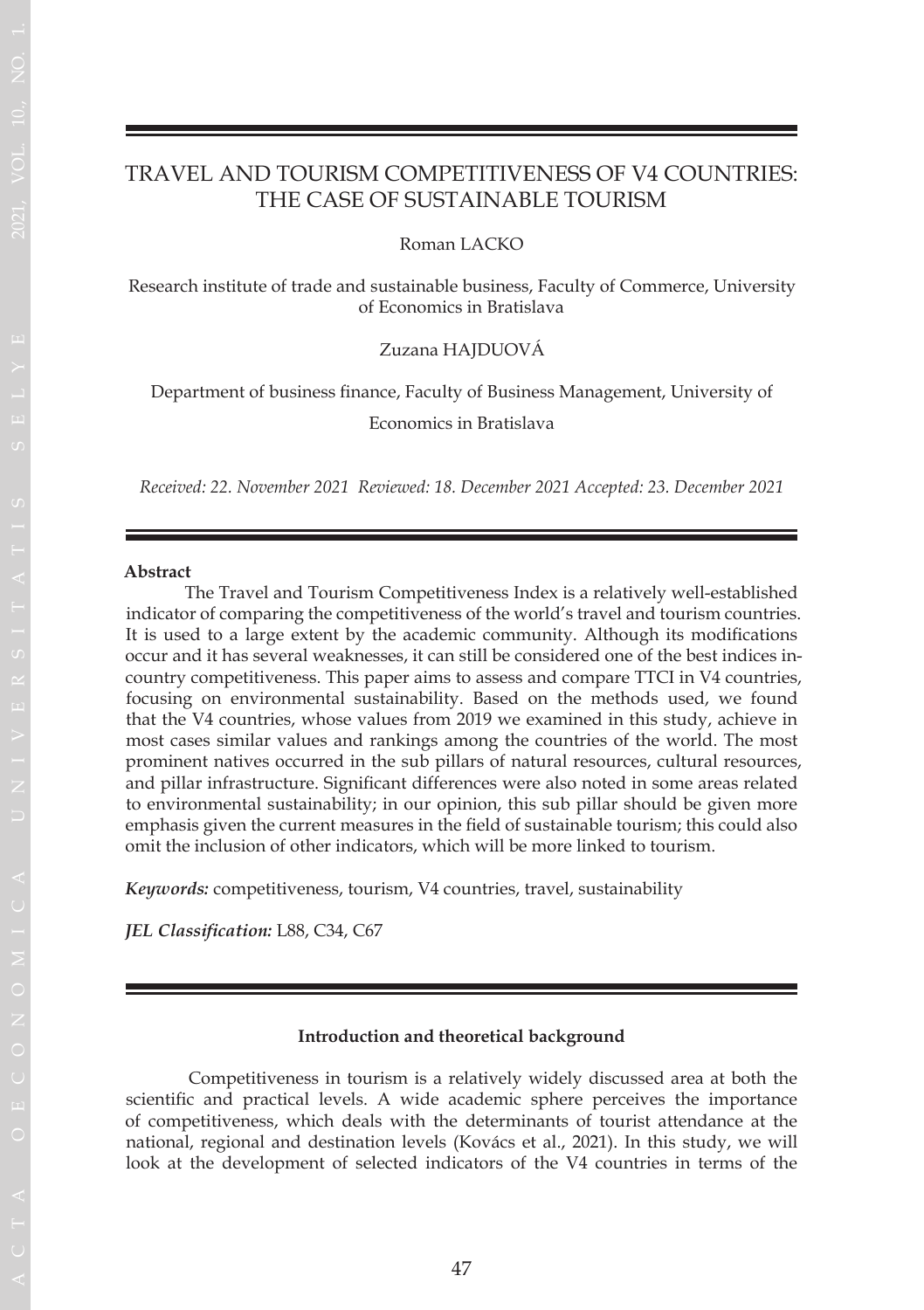# TRAVEL AND TOURISM COMPETITIVENESS OF V4 COUNTRIES: THE CASE OF SUSTAINABLE TOURISM

Roman LACKO

Research institute of trade and sustainable business, Faculty of Commerce, University of Economics in Bratislava

Zuzana HAJDUOVÁ

Department of business finance, Faculty of Business Management, University of Economics in Bratislava

*Received: 22. November 2021 Reviewed: 18. December 2021 Accepted: 23. December 2021*

**Abstract**

The Travel and Tourism Competitiveness Index is a relatively well-established indicator of comparing the competitiveness of the world's travel and tourism countries. It is used to a large extent by the academic community. Although its modifications occur and it has several weaknesses, it can still be considered one of the best indices in-country competitiveness. This paper aims to assess and compare TTCI in V4 countries, focusing on environmental sustainability. Based on the methods used, we found that the V4 countries, whose values from 2019 we examined in this study, achieve in most cases similar values and rankings among the countries of the world. The most prominent natives occurred in the sub pillars of natural resources, cultural resources, and pillar infrastructure. Significant differences were also noted in some areas related to environmental sustainability; in our opinion, this sub pillar should be given more emphasis given the current measures in the field of sustainable tourism; this could also omit the inclusion of other indicators, which will be more linked to tourism.

***Keywords:*** competitiveness, tourism, V4 countries, travel, sustainability

***JEL Classification:*** L88, C34, C67

## Introduction and theoretical background

Competitiveness in tourism is a relatively widely discussed area at both the scientific and practical levels. A wide academic sphere perceives the importance of competitiveness, which deals with the determinants of tourist attendance at the national, regional and destination levels (Kovács et al., 2021). In this study, we will look at the development of selected indicators of the V4 countries in terms of the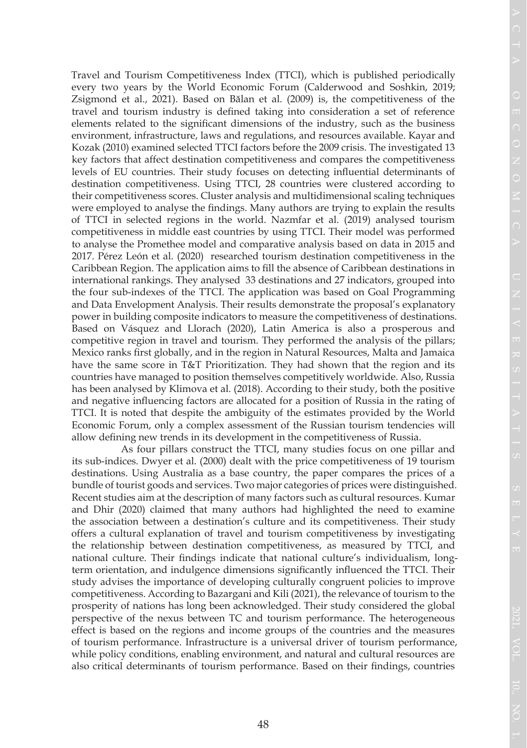Travel and Tourism Competitiveness Index (TTCI), which is published periodically every two years by the World Economic Forum (Calderwood and Soshkin, 2019; Zsigmond et al., 2021). Based on Bălan et al. (2009) is, the competitiveness of the travel and tourism industry is defined taking into consideration a set of reference elements related to the significant dimensions of the industry, such as the business environment, infrastructure, laws and regulations, and resources available. Kayar and Kozak (2010) examined selected TTCI factors before the 2009 crisis. The investigated 13 key factors that affect destination competitiveness and compares the competitiveness levels of EU countries. Their study focuses on detecting influential determinants of destination competitiveness. Using TTCI, 28 countries were clustered according to their competitiveness scores. Cluster analysis and multidimensional scaling techniques were employed to analyse the findings. Many authors are trying to explain the results of TTCI in selected regions in the world. Nazmfar et al. (2019) analysed tourism competitiveness in middle east countries by using TTCI. Their model was performed to analyse the Promethee model and comparative analysis based on data in 2015 and 2017. Pérez León et al. (2020) researched tourism destination competitiveness in the Caribbean Region. The application aims to fill the absence of Caribbean destinations in international rankings. They analysed 33 destinations and 27 indicators, grouped into the four sub-indexes of the TTCI. The application was based on Goal Programming and Data Envelopment Analysis. Their results demonstrate the proposal's explanatory power in building composite indicators to measure the competitiveness of destinations. Based on Vásquez and Llorach (2020), Latin America is also a prosperous and competitive region in travel and tourism. They performed the analysis of the pillars; Mexico ranks first globally, and in the region in Natural Resources, Malta and Jamaica have the same score in T&T Prioritization. They had shown that the region and its countries have managed to position themselves competitively worldwide. Also, Russia has been analysed by Klimova et al. (2018). According to their study, both the positive and negative influencing factors are allocated for a position of Russia in the rating of TTCI. It is noted that despite the ambiguity of the estimates provided by the World Economic Forum, only a complex assessment of the Russian tourism tendencies will allow defining new trends in its development in the competitiveness of Russia.

As four pillars construct the TTCI, many studies focus on one pillar and its sub-indices. Dwyer et al. (2000) dealt with the price competitiveness of 19 tourism destinations. Using Australia as a base country, the paper compares the prices of a bundle of tourist goods and services. Two major categories of prices were distinguished. Recent studies aim at the description of many factors such as cultural resources. Kumar and Dhir (2020) claimed that many authors had highlighted the need to examine the association between a destination's culture and its competitiveness. Their study offers a cultural explanation of travel and tourism competitiveness by investigating the relationship between destination competitiveness, as measured by TTCI, and national culture. Their findings indicate that national culture's individualism, long-term orientation, and indulgence dimensions significantly influenced the TTCI. Their study advises the importance of developing culturally congruent policies to improve competitiveness. According to Bazargani and Kili (2021), the relevance of tourism to the prosperity of nations has long been acknowledged. Their study considered the global perspective of the nexus between TC and tourism performance. The heterogeneous effect is based on the regions and income groups of the countries and the measures of tourism performance. Infrastructure is a universal driver of tourism performance, while policy conditions, enabling environment, and natural and cultural resources are also critical determinants of tourism performance. Based on their findings, countries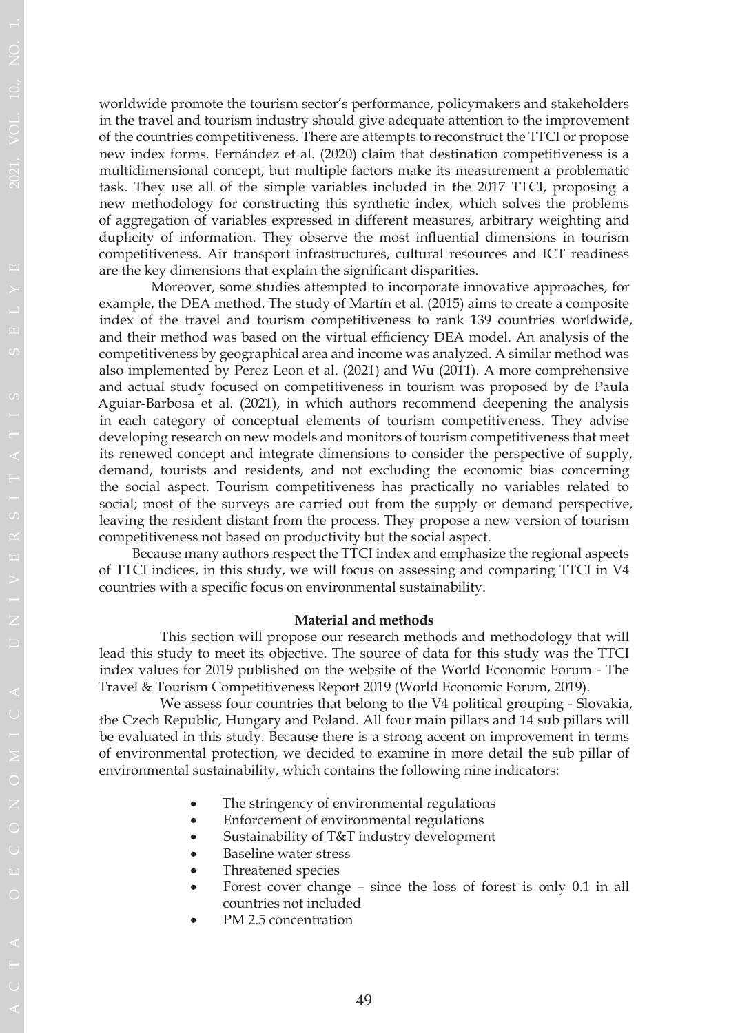worldwide promote the tourism sector's performance, policymakers and stakeholders in the travel and tourism industry should give adequate attention to the improvement of the countries competitiveness. There are attempts to reconstruct the TTCI or propose new index forms. Fernández et al. (2020) claim that destination competitiveness is a multidimensional concept, but multiple factors make its measurement a problematic task. They use all of the simple variables included in the 2017 TTCI, proposing a new methodology for constructing this synthetic index, which solves the problems of aggregation of variables expressed in different measures, arbitrary weighting and duplicity of information. They observe the most influential dimensions in tourism competitiveness. Air transport infrastructures, cultural resources and ICT readiness are the key dimensions that explain the significant disparities.

Moreover, some studies attempted to incorporate innovative approaches, for example, the DEA method. The study of Martín et al. (2015) aims to create a composite index of the travel and tourism competitiveness to rank 139 countries worldwide, and their method was based on the virtual efficiency DEA model. An analysis of the competitiveness by geographical area and income was analyzed. A similar method was also implemented by Perez Leon et al. (2021) and Wu (2011). A more comprehensive and actual study focused on competitiveness in tourism was proposed by de Paula Aguiar-Barbosa et al. (2021), in which authors recommend deepening the analysis in each category of conceptual elements of tourism competitiveness. They advise developing research on new models and monitors of tourism competitiveness that meet its renewed concept and integrate dimensions to consider the perspective of supply, demand, tourists and residents, and not excluding the economic bias concerning the social aspect. Tourism competitiveness has practically no variables related to social; most of the surveys are carried out from the supply or demand perspective, leaving the resident distant from the process. They propose a new version of tourism competitiveness not based on productivity but the social aspect.

Because many authors respect the TTCI index and emphasize the regional aspects of TTCI indices, in this study, we will focus on assessing and comparing TTCI in V4 countries with a specific focus on environmental sustainability.

## Material and methods

This section will propose our research methods and methodology that will lead this study to meet its objective. The source of data for this study was the TTCI index values for 2019 published on the website of the World Economic Forum - The Travel & Tourism Competitiveness Report 2019 (World Economic Forum, 2019).

We assess four countries that belong to the V4 political grouping - Slovakia, the Czech Republic, Hungary and Poland. All four main pillars and 14 sub pillars will be evaluated in this study. Because there is a strong accent on improvement in terms of environmental protection, we decided to examine in more detail the sub pillar of environmental sustainability, which contains the following nine indicators:

- The stringency of environmental regulations
- Enforcement of environmental regulations
- Sustainability of T&T industry development
- Baseline water stress
- Threatened species
- Forest cover change – since the loss of forest is only 0.1 in all countries not included
- PM 2.5 concentration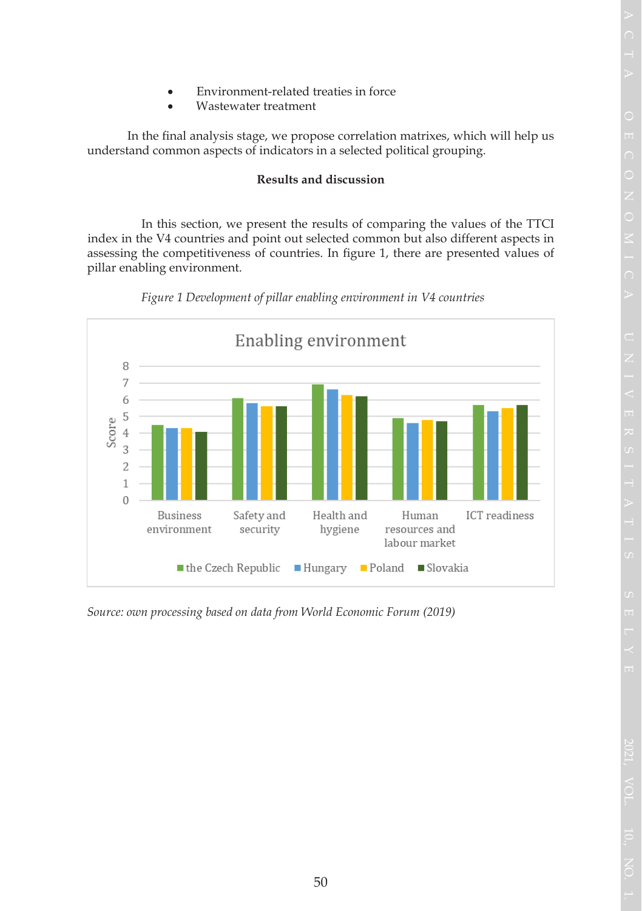- Environment-related treaties in force
- Wastewater treatment

In the final analysis stage, we propose correlation matrixes, which will help us understand common aspects of indicators in a selected political grouping.

## Results and discussion

In this section, we present the results of comparing the values of the TTCI index in the V4 countries and point out selected common but also different aspects in assessing the competitiveness of countries. In figure 1, there are presented values of pillar enabling environment.

*Figure 1 Development of pillar enabling environment in V4 countries*

*Source: own processing based on data from World Economic Forum (2019)*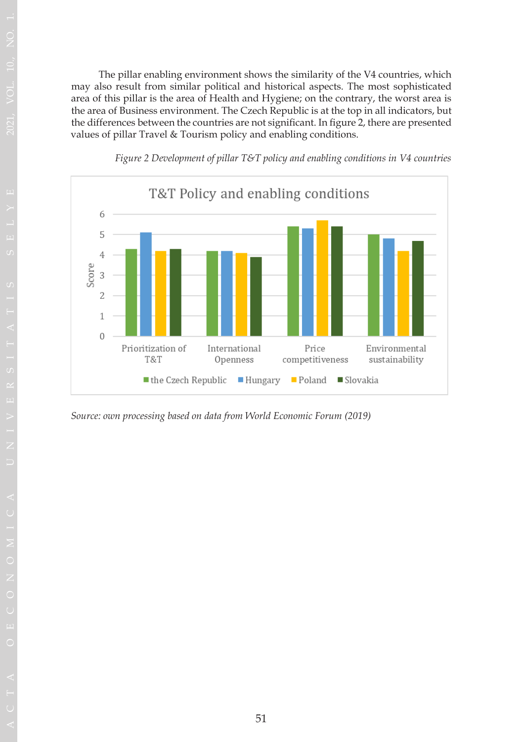The pillar enabling environment shows the similarity of the V4 countries, which may also result from similar political and historical aspects. The most sophisticated area of this pillar is the area of Health and Hygiene; on the contrary, the worst area is the area of Business environment. The Czech Republic is at the top in all indicators, but the differences between the countries are not significant. In figure 2, there are presented values of pillar Travel & Tourism policy and enabling conditions.

*Figure 2 Development of pillar T&T policy and enabling conditions in V4 countries*

*Source: own processing based on data from World Economic Forum (2019)*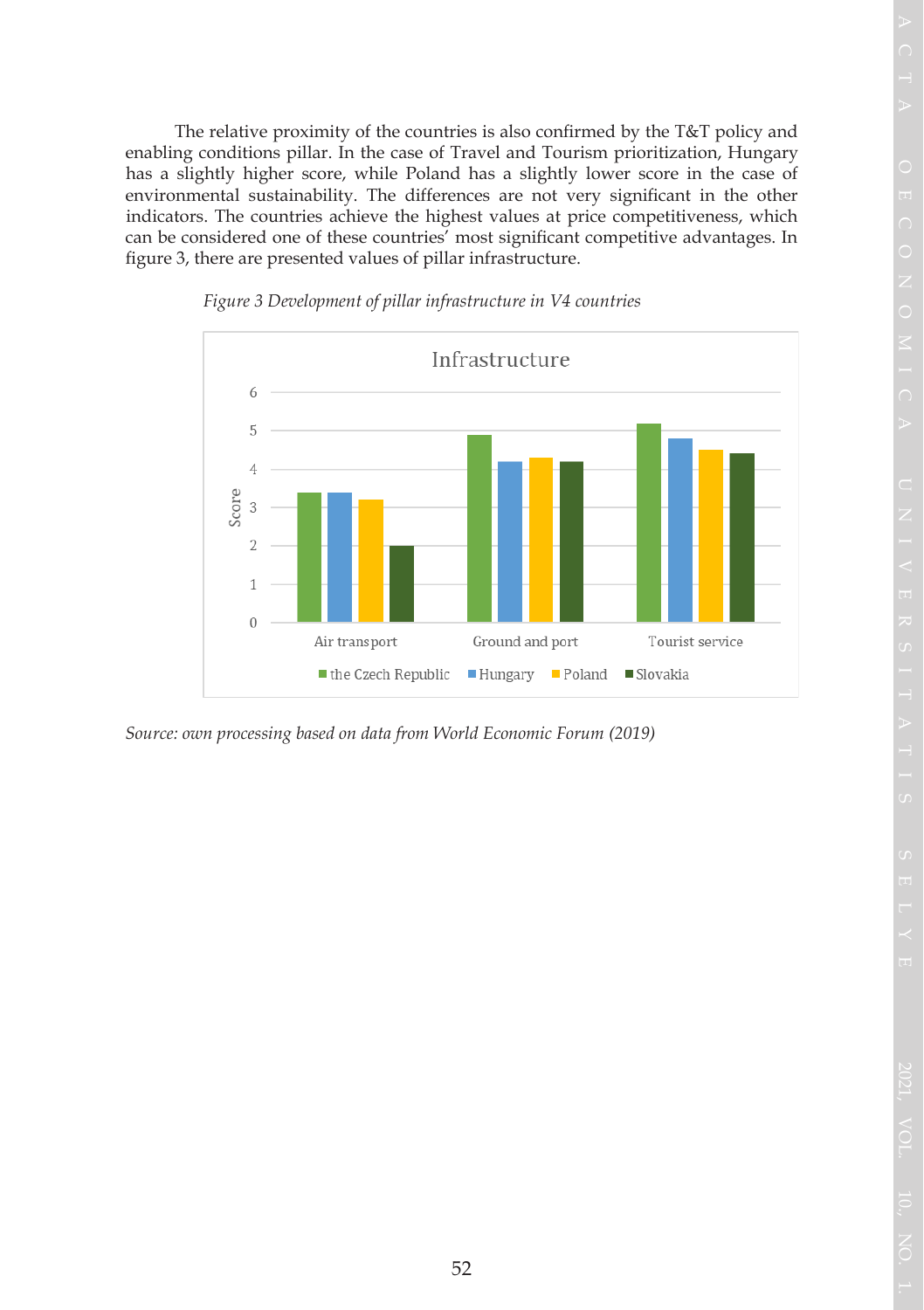The relative proximity of the countries is also confirmed by the T&T policy and enabling conditions pillar. In the case of Travel and Tourism prioritization, Hungary has a slightly higher score, while Poland has a slightly lower score in the case of environmental sustainability. The differences are not very significant in the other indicators. The countries achieve the highest values at price competitiveness, which can be considered one of these countries' most significant competitive advantages. In figure 3, there are presented values of pillar infrastructure.

*Figure 3 Development of pillar infrastructure in V4 countries*

*Source: own processing based on data from World Economic Forum (2019)*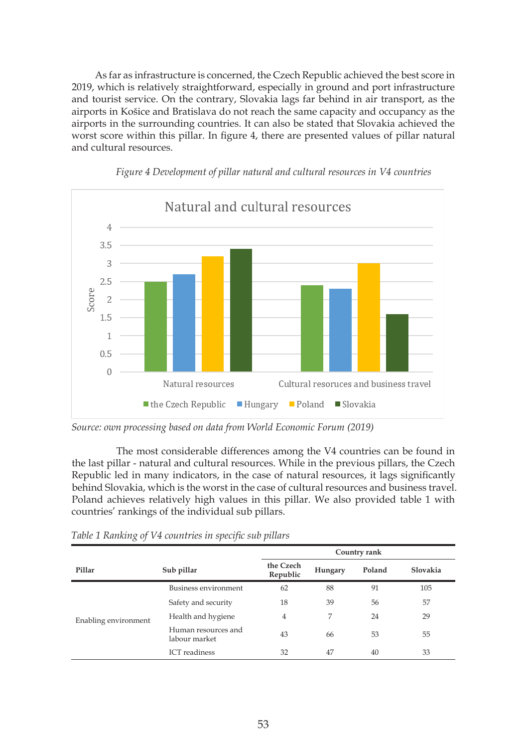As far as infrastructure is concerned, the Czech Republic achieved the best score in 2019, which is relatively straightforward, especially in ground and port infrastructure and tourist service. On the contrary, Slovakia lags far behind in air transport, as the airports in Košice and Bratislava do not reach the same capacity and occupancy as the airports in the surrounding countries. It can also be stated that Slovakia achieved the worst score within this pillar. In figure 4, there are presented values of pillar natural and cultural resources.

*Figure 4 Development of pillar natural and cultural resources in V4 countries*

*Source: own processing based on data from World Economic Forum (2019)*

The most considerable differences among the V4 countries can be found in the last pillar - natural and cultural resources. While in the previous pillars, the Czech Republic led in many indicators, in the case of natural resources, it lags significantly behind Slovakia, which is the worst in the case of cultural resources and business travel. Poland achieves relatively high values in this pillar. We also provided table 1 with countries' rankings of the individual sub pillars.

*Table 1 Ranking of V4 countries in specific sub pillars*

| Pillar | Sub pillar | Country rank | | | |
|---|---|---|---|---|---|
| | | the Czech Republic | Hungary | Poland | Slovakia |
| Enabling environment | Business environment | 62 | 88 | 91 | 105 |
| | Safety and security | 18 | 39 | 56 | 57 |
| | Health and hygiene | 4 | 7 | 24 | 29 |
| | Human resources and labour market | 43 | 66 | 53 | 55 |
| | ICT readiness | 32 | 47 | 40 | 33 |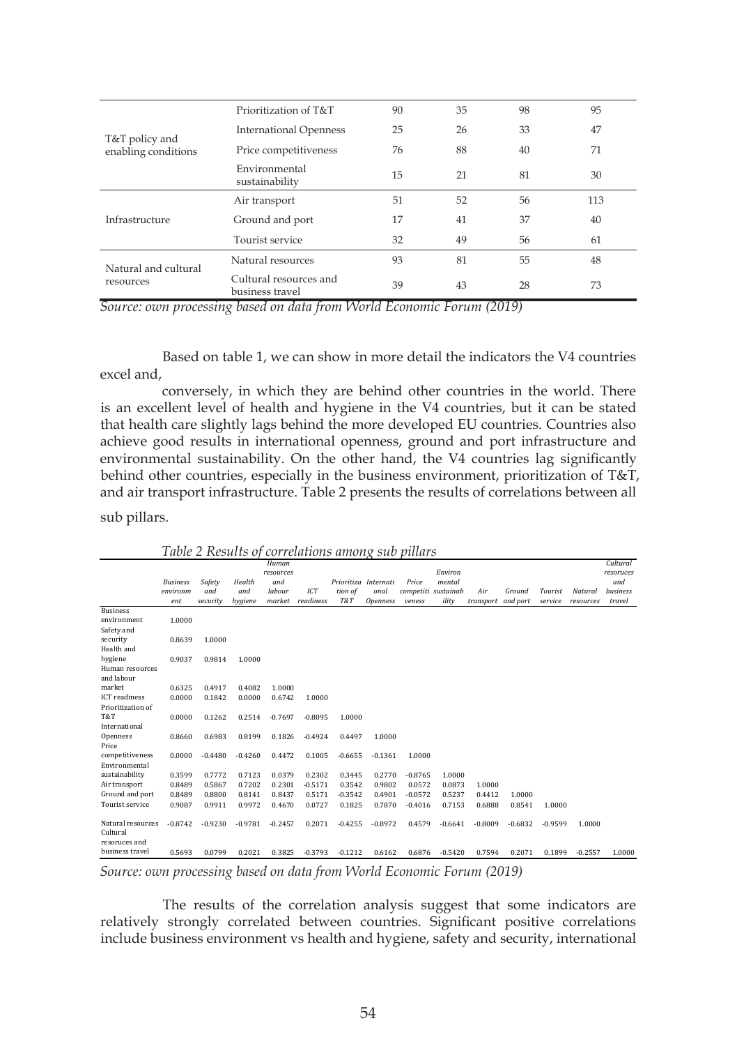| | | | | | |
|---|---|---|---|---|---|
| T&T policy and enabling conditions | Prioritization of T&T | 90 | 35 | 98 | 95 |
| | International Openness | 25 | 26 | 33 | 47 |
| | Price competitiveness | 76 | 88 | 40 | 71 |
| | Environmental sustainability | 15 | 21 | 81 | 30 |
| Infrastructure | Air transport | 51 | 52 | 56 | 113 |
| | Ground and port | 17 | 41 | 37 | 40 |
| | Tourist service | 32 | 49 | 56 | 61 |
| Natural and cultural resources | Natural resources | 93 | 81 | 55 | 48 |
| | Cultural resources and business travel | 39 | 43 | 28 | 73 |

*Source: own processing based on data from World Economic Forum (2019)*

Based on table 1, we can show in more detail the indicators the V4 countries excel and,

conversely, in which they are behind other countries in the world. There is an excellent level of health and hygiene in the V4 countries, but it can be stated that health care slightly lags behind the more developed EU countries. Countries also achieve good results in international openness, ground and port infrastructure and environmental sustainability. On the other hand, the V4 countries lag significantly behind other countries, especially in the business environment, prioritization of T&T, and air transport infrastructure. Table 2 presents the results of correlations between all sub pillars.

*Table 2 Results of correlations among sub pillars*

| | Business environment | Safety and security | Health and hygiene | Human resources and labour market | ICT readiness | Prioritization of T&T | International Openness | Price competitiveness | Environmental sustainability | Air transport | Ground and port | Tourist service | Natural resources | Cultural resources and business travel |
|---|---|---|---|---|---|---|---|---|---|---|---|---|---|---|
| Business environment | 1.0000 | | | | | | | | | | | | | |
| Safety and security | 0.8639 | 1.0000 | | | | | | | | | | | | |
| Health and hygiene | 0.9037 | 0.9814 | 1.0000 | | | | | | | | | | | |
| Human resources and labour market | 0.6325 | 0.4917 | 0.4082 | 1.0000 | | | | | | | | | | |
| ICT readiness | 0.0000 | 0.1842 | 0.0000 | 0.6742 | 1.0000 | | | | | | | | | |
| Prioritization of T&T | 0.0000 | 0.1262 | 0.2514 | -0.7697 | -0.8095 | 1.0000 | | | | | | | | |
| International Openness | 0.8660 | 0.6983 | 0.8199 | 0.1826 | -0.4924 | 0.4497 | 1.0000 | | | | | | | |
| Price competitiveness | 0.0000 | -0.4480 | -0.4260 | 0.4472 | 0.1005 | -0.6655 | -0.1361 | 1.0000 | | | | | | |
| Environmental sustainability | 0.3599 | 0.7772 | 0.7123 | 0.0379 | 0.2302 | 0.3445 | 0.2770 | -0.8765 | 1.0000 | | | | | |
| Air transport | 0.8489 | 0.5867 | 0.7202 | 0.2301 | -0.5171 | 0.3542 | 0.9802 | 0.0572 | 0.0873 | 1.0000 | | | | |
| Ground and port | 0.8489 | 0.8800 | 0.8141 | 0.8437 | 0.5171 | -0.3542 | 0.4901 | -0.0572 | 0.5237 | 0.4412 | 1.0000 | | | |
| Tourist service | 0.9087 | 0.9911 | 0.9972 | 0.4670 | 0.0727 | 0.1825 | 0.7870 | -0.4016 | 0.7153 | 0.6888 | 0.8541 | 1.0000 | | |
| Natural resources | -0.8742 | -0.9230 | -0.9781 | -0.2457 | 0.2071 | -0.4255 | -0.8972 | 0.4579 | -0.6641 | -0.8009 | -0.6832 | -0.9599 | 1.0000 | |
| Cultural resources and business travel | 0.5693 | 0.0799 | 0.2021 | 0.3825 | -0.3793 | -0.1212 | 0.6162 | 0.6876 | -0.5420 | 0.7594 | 0.2071 | 0.1899 | -0.2557 | 1.0000 |

*Source: own processing based on data from World Economic Forum (2019)*

The results of the correlation analysis suggest that some indicators are relatively strongly correlated between countries. Significant positive correlations include business environment vs health and hygiene, safety and security, international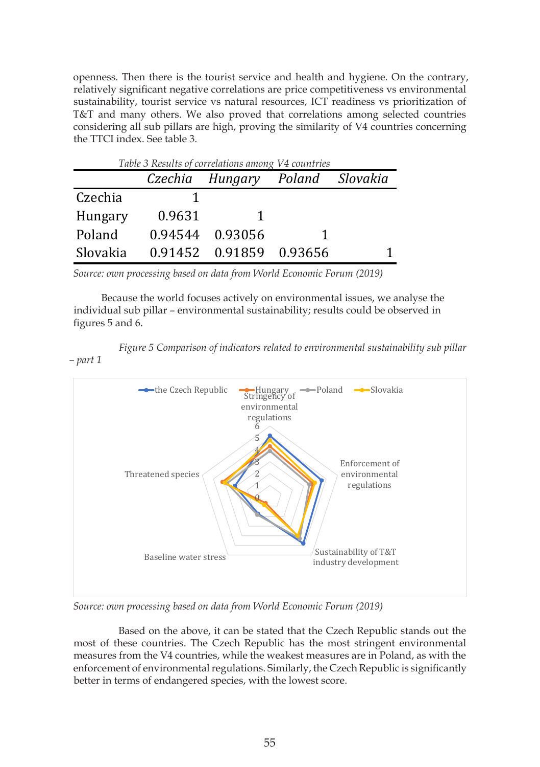openness. Then there is the tourist service and health and hygiene. On the contrary, relatively significant negative correlations are price competitiveness vs environmental sustainability, tourist service vs natural resources, ICT readiness vs prioritization of T&T and many others. We also proved that correlations among selected countries considering all sub pillars are high, proving the similarity of V4 countries concerning the TTCI index. See table 3.

*Table 3 Results of correlations among V4 countries*

| | *Czechia* | *Hungary* | *Poland* | *Slovakia* |
|---|---|---|---|---|
| Czechia | 1 | | | |
| Hungary | 0.9631 | 1 | | |
| Poland | 0.94544 | 0.93056 | 1 | |
| Slovakia | 0.91452 | 0.91859 | 0.93656 | 1 |

*Source: own processing based on data from World Economic Forum (2019)*

Because the world focuses actively on environmental issues, we analyse the individual sub pillar – environmental sustainability; results could be observed in figures 5 and 6.

*Figure 5 Comparison of indicators related to environmental sustainability sub pillar – part 1*

*Source: own processing based on data from World Economic Forum (2019)*

Based on the above, it can be stated that the Czech Republic stands out the most of these countries. The Czech Republic has the most stringent environmental measures from the V4 countries, while the weakest measures are in Poland, as with the enforcement of environmental regulations. Similarly, the Czech Republic is significantly better in terms of endangered species, with the lowest score.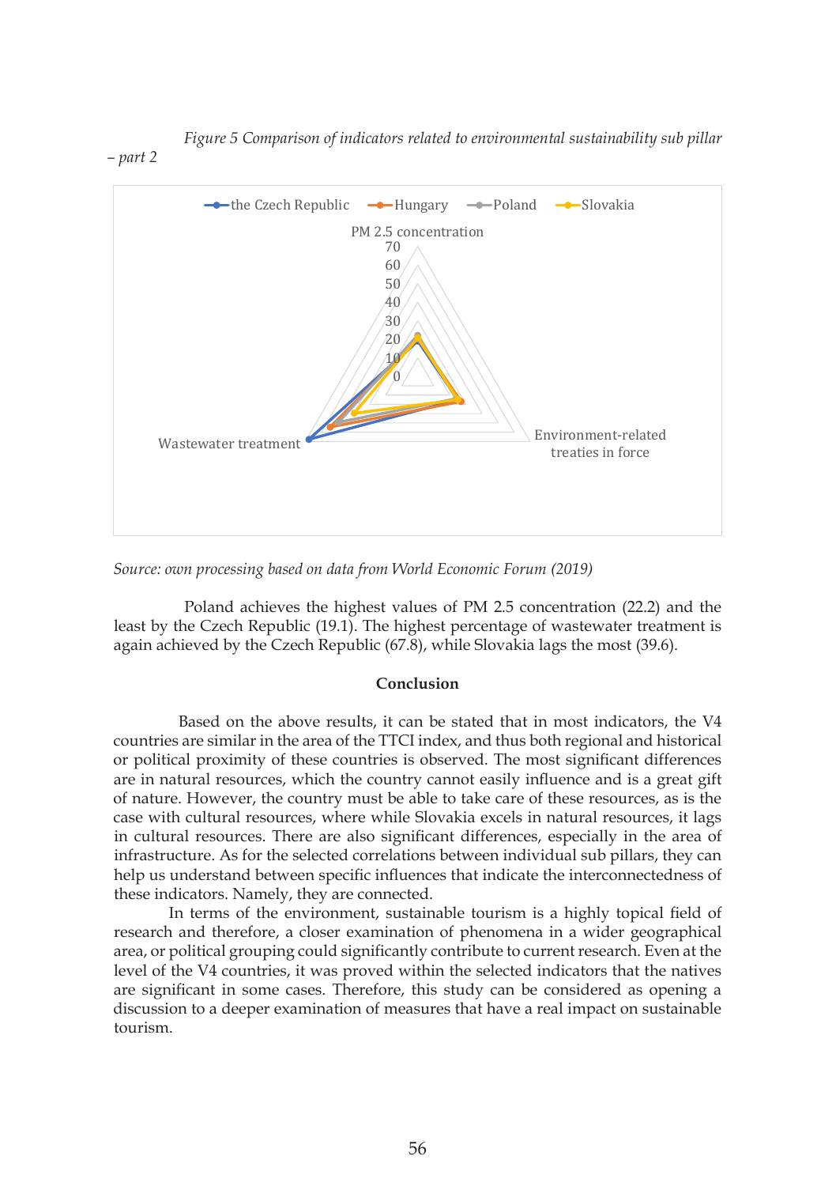*Figure 5 Comparison of indicators related to environmental sustainability sub pillar – part 2*

*Source: own processing based on data from World Economic Forum (2019)*

Poland achieves the highest values of PM 2.5 concentration (22.2) and the least by the Czech Republic (19.1). The highest percentage of wastewater treatment is again achieved by the Czech Republic (67.8), while Slovakia lags the most (39.6).

## Conclusion

Based on the above results, it can be stated that in most indicators, the V4 countries are similar in the area of the TTCI index, and thus both regional and historical or political proximity of these countries is observed. The most significant differences are in natural resources, which the country cannot easily influence and is a great gift of nature. However, the country must be able to take care of these resources, as is the case with cultural resources, where while Slovakia excels in natural resources, it lags in cultural resources. There are also significant differences, especially in the area of infrastructure. As for the selected correlations between individual sub pillars, they can help us understand between specific influences that indicate the interconnectedness of these indicators. Namely, they are connected.

In terms of the environment, sustainable tourism is a highly topical field of research and therefore, a closer examination of phenomena in a wider geographical area, or political grouping could significantly contribute to current research. Even at the level of the V4 countries, it was proved within the selected indicators that the natives are significant in some cases. Therefore, this study can be considered as opening a discussion to a deeper examination of measures that have a real impact on sustainable tourism.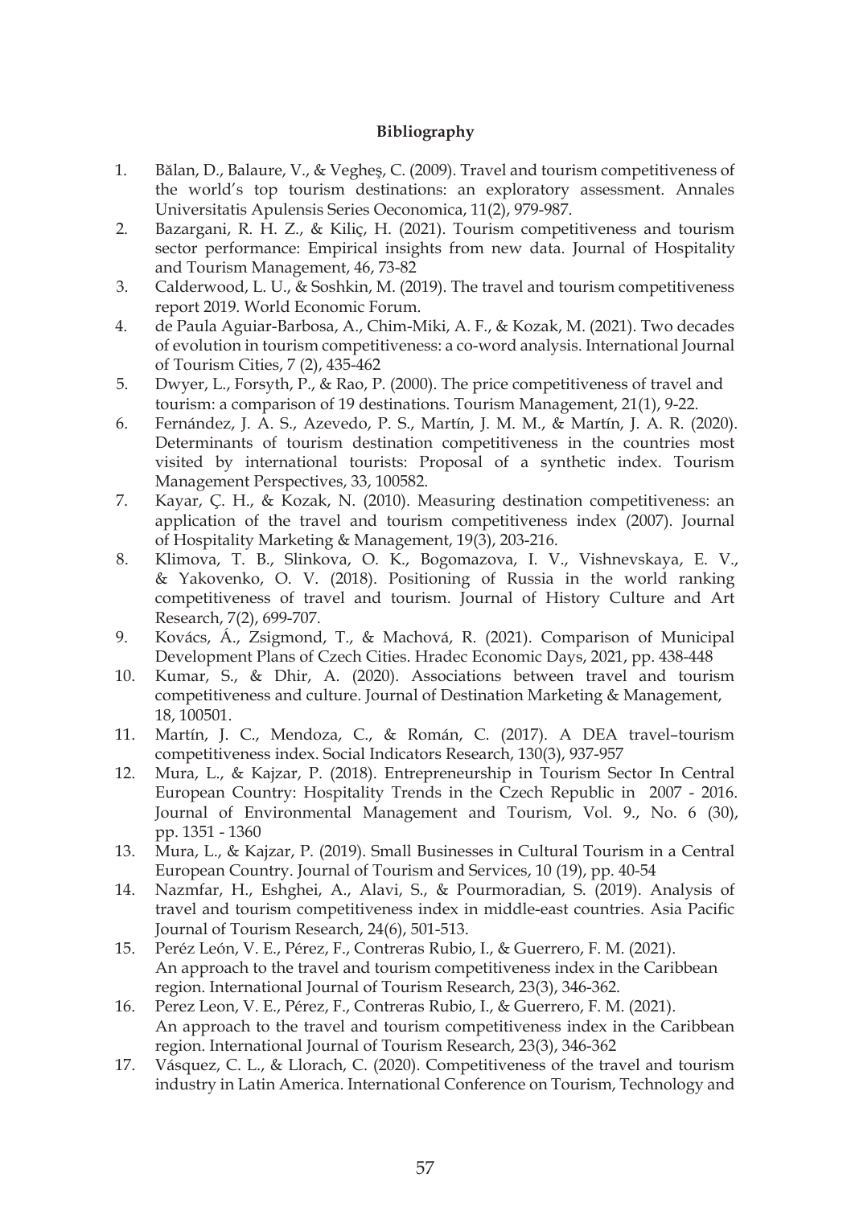**Bibliography**

1. Bălan, D., Balaure, V., & Vegheş, C. (2009). Travel and tourism competitiveness of the world's top tourism destinations: an exploratory assessment. Annales Universitatis Apulensis Series Oeconomica, 11(2), 979-987.
2. Bazargani, R. H. Z., & Kiliç, H. (2021). Tourism competitiveness and tourism sector performance: Empirical insights from new data. Journal of Hospitality and Tourism Management, 46, 73-82
3. Calderwood, L. U., & Soshkin, M. (2019). The travel and tourism competitiveness report 2019. World Economic Forum.
4. de Paula Aguiar-Barbosa, A., Chim-Miki, A. F., & Kozak, M. (2021). Two decades of evolution in tourism competitiveness: a co-word analysis. International Journal of Tourism Cities, 7 (2), 435-462
5. Dwyer, L., Forsyth, P., & Rao, P. (2000). The price competitiveness of travel and tourism: a comparison of 19 destinations. Tourism Management, 21(1), 9-22.
6. Fernández, J. A. S., Azevedo, P. S., Martín, J. M. M., & Martín, J. A. R. (2020). Determinants of tourism destination competitiveness in the countries most visited by international tourists: Proposal of a synthetic index. Tourism Management Perspectives, 33, 100582.
7. Kayar, Ç. H., & Kozak, N. (2010). Measuring destination competitiveness: an application of the travel and tourism competitiveness index (2007). Journal of Hospitality Marketing & Management, 19(3), 203-216.
8. Klimova, T. B., Slinkova, O. K., Bogomazova, I. V., Vishnevskaya, E. V., & Yakovenko, O. V. (2018). Positioning of Russia in the world ranking competitiveness of travel and tourism. Journal of History Culture and Art Research, 7(2), 699-707.
9. Kovács, Á., Zsigmond, T., & Machová, R. (2021). Comparison of Municipal Development Plans of Czech Cities. Hradec Economic Days, 2021, pp. 438-448
10. Kumar, S., & Dhir, A. (2020). Associations between travel and tourism competitiveness and culture. Journal of Destination Marketing & Management, 18, 100501.
11. Martín, J. C., Mendoza, C., & Román, C. (2017). A DEA travel–tourism competitiveness index. Social Indicators Research, 130(3), 937-957
12. Mura, L., & Kajzar, P. (2018). Entrepreneurship in Tourism Sector In Central European Country: Hospitality Trends in the Czech Republic in 2007 - 2016. Journal of Environmental Management and Tourism, Vol. 9., No. 6 (30), pp. 1351 - 1360
13. Mura, L., & Kajzar, P. (2019). Small Businesses in Cultural Tourism in a Central European Country. Journal of Tourism and Services, 10 (19), pp. 40-54
14. Nazmfar, H., Eshghei, A., Alavi, S., & Pourmoradian, S. (2019). Analysis of travel and tourism competitiveness index in middle-east countries. Asia Pacific Journal of Tourism Research, 24(6), 501-513.
15. Peréz León, V. E., Pérez, F., Contreras Rubio, I., & Guerrero, F. M. (2021). An approach to the travel and tourism competitiveness index in the Caribbean region. International Journal of Tourism Research, 23(3), 346-362.
16. Perez Leon, V. E., Pérez, F., Contreras Rubio, I., & Guerrero, F. M. (2021). An approach to the travel and tourism competitiveness index in the Caribbean region. International Journal of Tourism Research, 23(3), 346-362
17. Vásquez, C. L., & Llorach, C. (2020). Competitiveness of the travel and tourism industry in Latin America. International Conference on Tourism, Technology and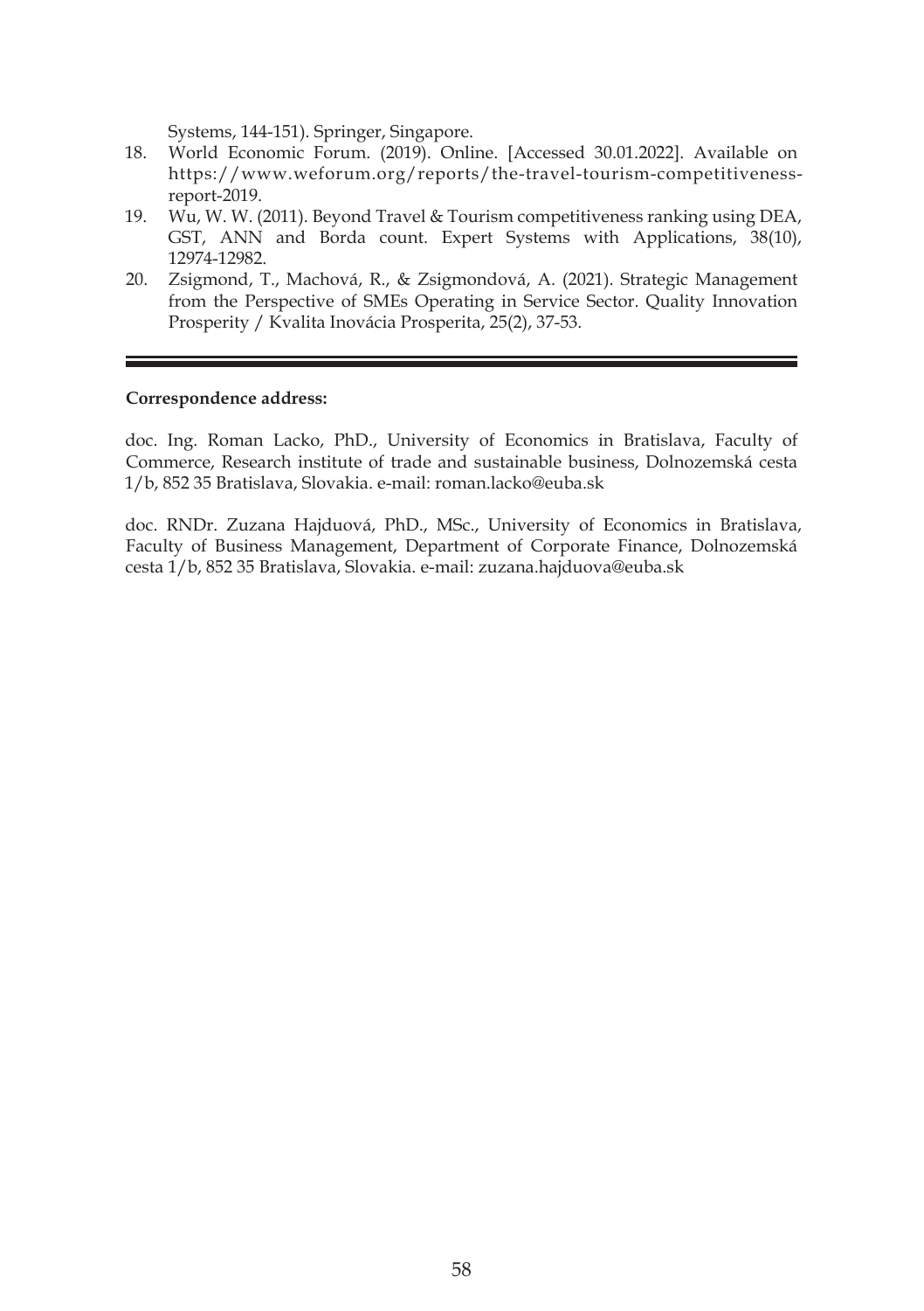Systems, 144-151). Springer, Singapore.

18. World Economic Forum. (2019). Online. [Accessed 30.01.2022]. Available on https://www.weforum.org/reports/the-travel-tourism-competitiveness-report-2019.
19. Wu, W. W. (2011). Beyond Travel & Tourism competitiveness ranking using DEA, GST, ANN and Borda count. Expert Systems with Applications, 38(10), 12974-12982.
20. Zsigmond, T., Machová, R., & Zsigmondová, A. (2021). Strategic Management from the Perspective of SMEs Operating in Service Sector. Quality Innovation Prosperity / Kvalita Inovácia Prosperita, 25(2), 37-53.

---

**Correspondence address:**

doc. Ing. Roman Lacko, PhD., University of Economics in Bratislava, Faculty of Commerce, Research institute of trade and sustainable business, Dolnozemská cesta 1/b, 852 35 Bratislava, Slovakia. e-mail: roman.lacko@euba.sk

doc. RNDr. Zuzana Hajduová, PhD., MSc., University of Economics in Bratislava, Faculty of Business Management, Department of Corporate Finance, Dolnozemská cesta 1/b, 852 35 Bratislava, Slovakia. e-mail: zuzana.hajduova@euba.sk